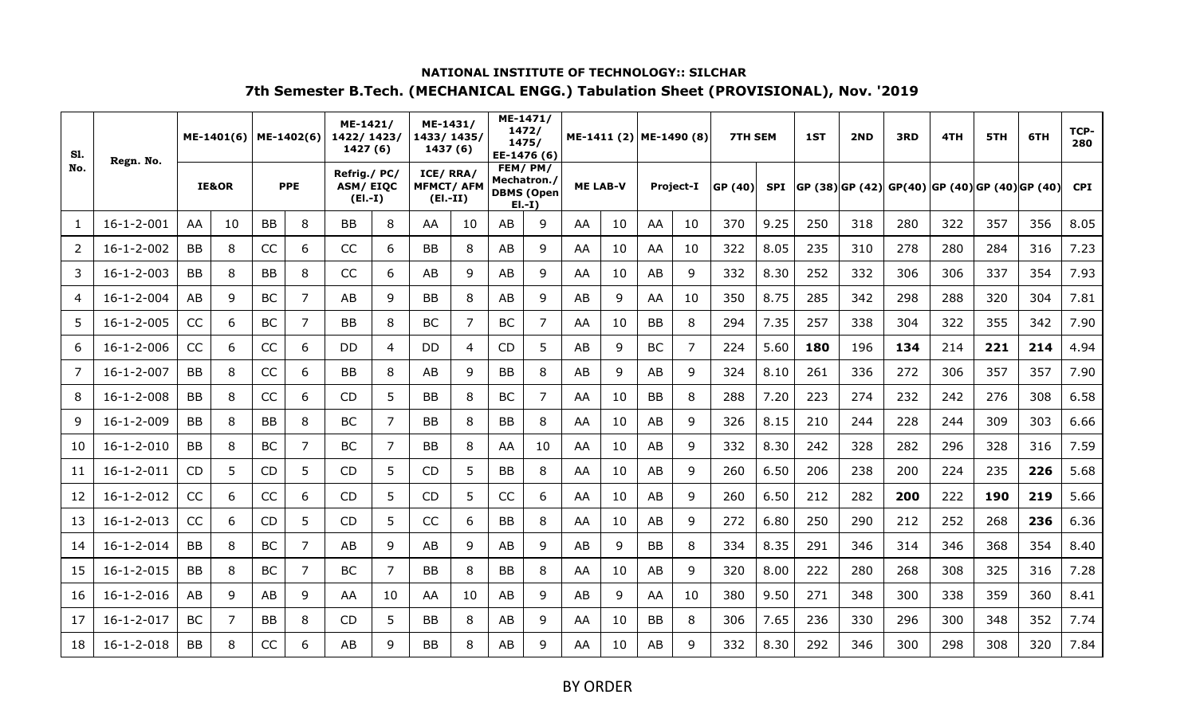**NATIONAL INSTITUTE OF TECHNOLOGY:: SILCHAR**

**7th Semester B.Tech. (MECHANICAL ENGG.) Tabulation Sheet (PROVISIONAL), Nov. '2019**

| Sl. No. | Regn. No. | ME-1401(6) | | ME-1402(6) | | ME-1421/ 1422/ 1423/ 1427 (6) | | ME-1431/ 1433/ 1435/ 1437 (6) | | ME-1471/ 1472/ 1475/ EE-1476 (6) | | ME-1411 (2) | | ME-1490 (8) | | 7TH SEM | | 1ST | 2ND | 3RD | 4TH | 5TH | 6TH | TCP-280 |
|---|---|---|---|---|---|---|---|---|---|---|---|---|---|---|---|---|---|---|---|---|---|---|---|---|
| | | IE&OR | | PPE | | Refrig./ PC/ ASM/ EIQC (El.-I) | | ICE/ RRA/ MFMCT/ AFM (El.-II) | | FEM/ PM/ Mechatron./ DBMS (Open El.-I) | | ME LAB-V | | Project-I | | GP (40) | SPI | GP (38) | GP (42) | GP(40) | GP (40) | GP (40) | GP (40) | CPI |
| 1 | 16-1-2-001 | AA | 10 | BB | 8 | BB | 8 | AA | 10 | AB | 9 | AA | 10 | AA | 10 | 370 | 9.25 | 250 | 318 | 280 | 322 | 357 | 356 | 8.05 |
| 2 | 16-1-2-002 | BB | 8 | CC | 6 | CC | 6 | BB | 8 | AB | 9 | AA | 10 | AA | 10 | 322 | 8.05 | 235 | 310 | 278 | 280 | 284 | 316 | 7.23 |
| 3 | 16-1-2-003 | BB | 8 | BB | 8 | CC | 6 | AB | 9 | AB | 9 | AA | 10 | AB | 9 | 332 | 8.30 | 252 | 332 | 306 | 306 | 337 | 354 | 7.93 |
| 4 | 16-1-2-004 | AB | 9 | BC | 7 | AB | 9 | BB | 8 | AB | 9 | AB | 9 | AA | 10 | 350 | 8.75 | 285 | 342 | 298 | 288 | 320 | 304 | 7.81 |
| 5 | 16-1-2-005 | CC | 6 | BC | 7 | BB | 8 | BC | 7 | BC | 7 | AA | 10 | BB | 8 | 294 | 7.35 | 257 | 338 | 304 | 322 | 355 | 342 | 7.90 |
| 6 | 16-1-2-006 | CC | 6 | CC | 6 | DD | 4 | DD | 4 | CD | 5 | AB | 9 | BC | 7 | 224 | 5.60 | **180** | 196 | **134** | 214 | **221** | **214** | 4.94 |
| 7 | 16-1-2-007 | BB | 8 | CC | 6 | BB | 8 | AB | 9 | BB | 8 | AB | 9 | AB | 9 | 324 | 8.10 | 261 | 336 | 272 | 306 | 357 | 357 | 7.90 |
| 8 | 16-1-2-008 | BB | 8 | CC | 6 | CD | 5 | BB | 8 | BC | 7 | AA | 10 | BB | 8 | 288 | 7.20 | 223 | 274 | 232 | 242 | 276 | 308 | 6.58 |
| 9 | 16-1-2-009 | BB | 8 | BB | 8 | BC | 7 | BB | 8 | BB | 8 | AA | 10 | AB | 9 | 326 | 8.15 | 210 | 244 | 228 | 244 | 309 | 303 | 6.66 |
| 10 | 16-1-2-010 | BB | 8 | BC | 7 | BC | 7 | BB | 8 | AA | 10 | AA | 10 | AB | 9 | 332 | 8.30 | 242 | 328 | 282 | 296 | 328 | 316 | 7.59 |
| 11 | 16-1-2-011 | CD | 5 | CD | 5 | CD | 5 | CD | 5 | BB | 8 | AA | 10 | AB | 9 | 260 | 6.50 | 206 | 238 | 200 | 224 | 235 | **226** | 5.68 |
| 12 | 16-1-2-012 | CC | 6 | CC | 6 | CD | 5 | CD | 5 | CC | 6 | AA | 10 | AB | 9 | 260 | 6.50 | 212 | 282 | **200** | 222 | **190** | **219** | 5.66 |
| 13 | 16-1-2-013 | CC | 6 | CD | 5 | CD | 5 | CC | 6 | BB | 8 | AA | 10 | AB | 9 | 272 | 6.80 | 250 | 290 | 212 | 252 | 268 | **236** | 6.36 |
| 14 | 16-1-2-014 | BB | 8 | BC | 7 | AB | 9 | AB | 9 | AB | 9 | AB | 9 | BB | 8 | 334 | 8.35 | 291 | 346 | 314 | 346 | 368 | 354 | 8.40 |
| 15 | 16-1-2-015 | BB | 8 | BC | 7 | BC | 7 | BB | 8 | BB | 8 | AA | 10 | AB | 9 | 320 | 8.00 | 222 | 280 | 268 | 308 | 325 | 316 | 7.28 |
| 16 | 16-1-2-016 | AB | 9 | AB | 9 | AA | 10 | AA | 10 | AB | 9 | AB | 9 | AA | 10 | 380 | 9.50 | 271 | 348 | 300 | 338 | 359 | 360 | 8.41 |
| 17 | 16-1-2-017 | BC | 7 | BB | 8 | CD | 5 | BB | 8 | AB | 9 | AA | 10 | BB | 8 | 306 | 7.65 | 236 | 330 | 296 | 300 | 348 | 352 | 7.74 |
| 18 | 16-1-2-018 | BB | 8 | CC | 6 | AB | 9 | BB | 8 | AB | 9 | AA | 10 | AB | 9 | 332 | 8.30 | 292 | 346 | 300 | 298 | 308 | 320 | 7.84 |

BY ORDER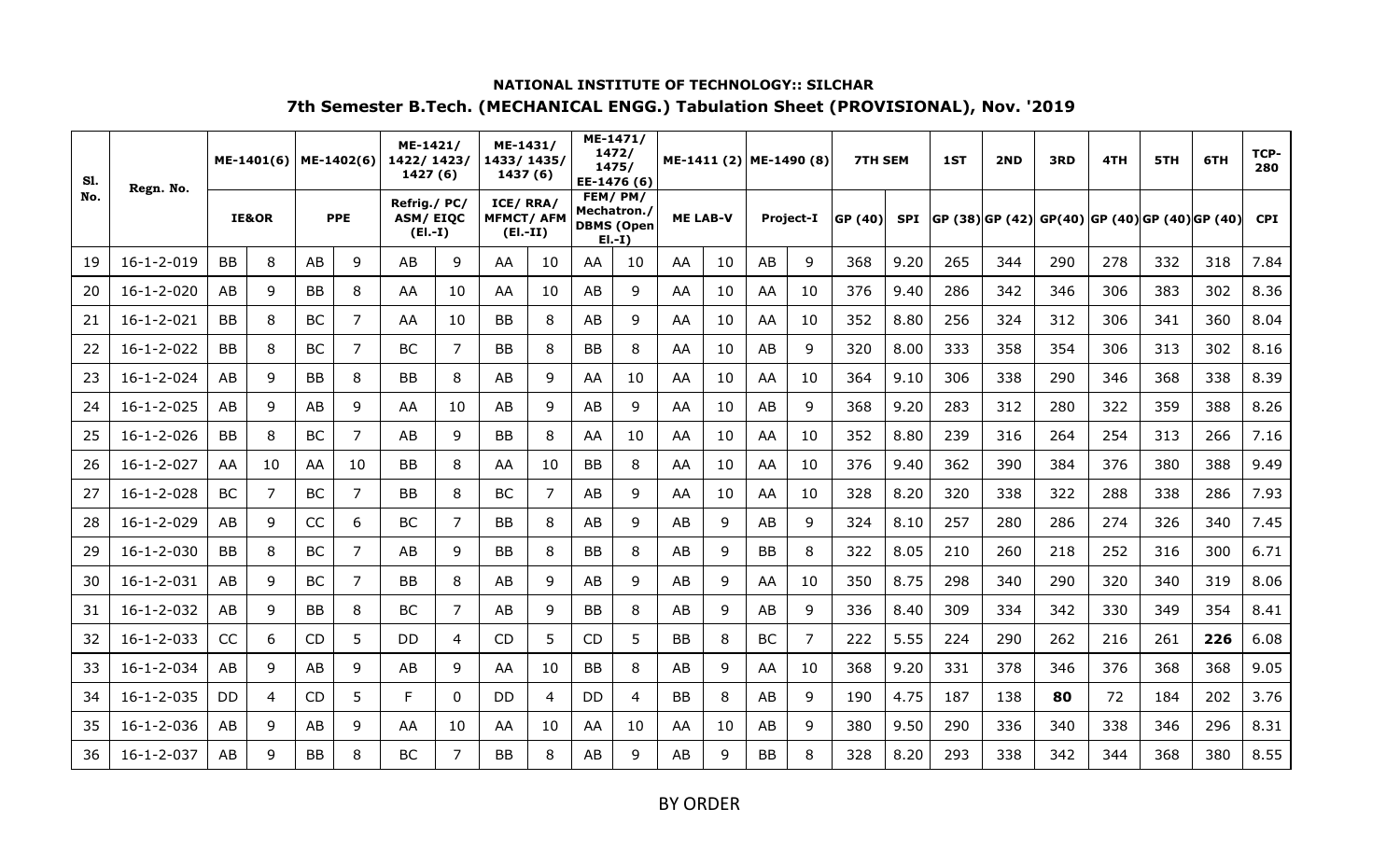**NATIONAL INSTITUTE OF TECHNOLOGY:: SILCHAR**

**7th Semester B.Tech. (MECHANICAL ENGG.) Tabulation Sheet (PROVISIONAL), Nov. '2019**

| Sl. No. | Regn. No. | ME-1401(6) | | ME-1402(6) | | ME-1421/ 1422/ 1423/ 1427 (6) | | ME-1431/ 1433/ 1435/ 1437 (6) | | ME-1471/ 1472/ 1475/ EE-1476 (6) | | ME-1411 (2) | | ME-1490 (8) | | 7TH SEM | | 1ST | 2ND | 3RD | 4TH | 5TH | 6TH | TCP-280 |
|---|---|---|---|---|---|---|---|---|---|---|---|---|---|---|---|---|---|---|---|---|---|---|---|---|
| | | IE&OR | | PPE | | Refrig./ PC/ ASM/ EIQC (El.-I) | | ICE/ RRA/ MFMCT/ AFM (El.-II) | | FEM/ PM/ Mechatron./ DBMS (Open El.-I) | | ME LAB-V | | Project-I | | GP (40) | SPI | GP (38) | GP (42) | GP(40) | GP (40) | GP (40) | GP (40) | CPI |
| 19 | 16-1-2-019 | BB | 8 | AB | 9 | AB | 9 | AA | 10 | AA | 10 | AA | 10 | AB | 9 | 368 | 9.20 | 265 | 344 | 290 | 278 | 332 | 318 | 7.84 |
| 20 | 16-1-2-020 | AB | 9 | BB | 8 | AA | 10 | AA | 10 | AB | 9 | AA | 10 | AA | 10 | 376 | 9.40 | 286 | 342 | 346 | 306 | 383 | 302 | 8.36 |
| 21 | 16-1-2-021 | BB | 8 | BC | 7 | AA | 10 | BB | 8 | AB | 9 | AA | 10 | AA | 10 | 352 | 8.80 | 256 | 324 | 312 | 306 | 341 | 360 | 8.04 |
| 22 | 16-1-2-022 | BB | 8 | BC | 7 | BC | 7 | BB | 8 | BB | 8 | AA | 10 | AB | 9 | 320 | 8.00 | 333 | 358 | 354 | 306 | 313 | 302 | 8.16 |
| 23 | 16-1-2-024 | AB | 9 | BB | 8 | BB | 8 | AB | 9 | AA | 10 | AA | 10 | AA | 10 | 364 | 9.10 | 306 | 338 | 290 | 346 | 368 | 338 | 8.39 |
| 24 | 16-1-2-025 | AB | 9 | AB | 9 | AA | 10 | AB | 9 | AB | 9 | AA | 10 | AB | 9 | 368 | 9.20 | 283 | 312 | 280 | 322 | 359 | 388 | 8.26 |
| 25 | 16-1-2-026 | BB | 8 | BC | 7 | AB | 9 | BB | 8 | AA | 10 | AA | 10 | AA | 10 | 352 | 8.80 | 239 | 316 | 264 | 254 | 313 | 266 | 7.16 |
| 26 | 16-1-2-027 | AA | 10 | AA | 10 | BB | 8 | AA | 10 | BB | 8 | AA | 10 | AA | 10 | 376 | 9.40 | 362 | 390 | 384 | 376 | 380 | 388 | 9.49 |
| 27 | 16-1-2-028 | BC | 7 | BC | 7 | BB | 8 | BC | 7 | AB | 9 | AA | 10 | AA | 10 | 328 | 8.20 | 320 | 338 | 322 | 288 | 338 | 286 | 7.93 |
| 28 | 16-1-2-029 | AB | 9 | CC | 6 | BC | 7 | BB | 8 | AB | 9 | AB | 9 | AB | 9 | 324 | 8.10 | 257 | 280 | 286 | 274 | 326 | 340 | 7.45 |
| 29 | 16-1-2-030 | BB | 8 | BC | 7 | AB | 9 | BB | 8 | BB | 8 | AB | 9 | BB | 8 | 322 | 8.05 | 210 | 260 | 218 | 252 | 316 | 300 | 6.71 |
| 30 | 16-1-2-031 | AB | 9 | BC | 7 | BB | 8 | AB | 9 | AB | 9 | AB | 9 | AA | 10 | 350 | 8.75 | 298 | 340 | 290 | 320 | 340 | 319 | 8.06 |
| 31 | 16-1-2-032 | AB | 9 | BB | 8 | BC | 7 | AB | 9 | BB | 8 | AB | 9 | AB | 9 | 336 | 8.40 | 309 | 334 | 342 | 330 | 349 | 354 | 8.41 |
| 32 | 16-1-2-033 | CC | 6 | CD | 5 | DD | 4 | CD | 5 | CD | 5 | BB | 8 | BC | 7 | 222 | 5.55 | 224 | 290 | 262 | 216 | 261 | **226** | 6.08 |
| 33 | 16-1-2-034 | AB | 9 | AB | 9 | AB | 9 | AA | 10 | BB | 8 | AB | 9 | AA | 10 | 368 | 9.20 | 331 | 378 | 346 | 376 | 368 | 368 | 9.05 |
| 34 | 16-1-2-035 | DD | 4 | CD | 5 | F | 0 | DD | 4 | DD | 4 | BB | 8 | AB | 9 | 190 | 4.75 | 187 | 138 | **80** | 72 | 184 | 202 | 3.76 |
| 35 | 16-1-2-036 | AB | 9 | AB | 9 | AA | 10 | AA | 10 | AA | 10 | AA | 10 | AB | 9 | 380 | 9.50 | 290 | 336 | 340 | 338 | 346 | 296 | 8.31 |
| 36 | 16-1-2-037 | AB | 9 | BB | 8 | BC | 7 | BB | 8 | AB | 9 | AB | 9 | BB | 8 | 328 | 8.20 | 293 | 338 | 342 | 344 | 368 | 380 | 8.55 |

BY ORDER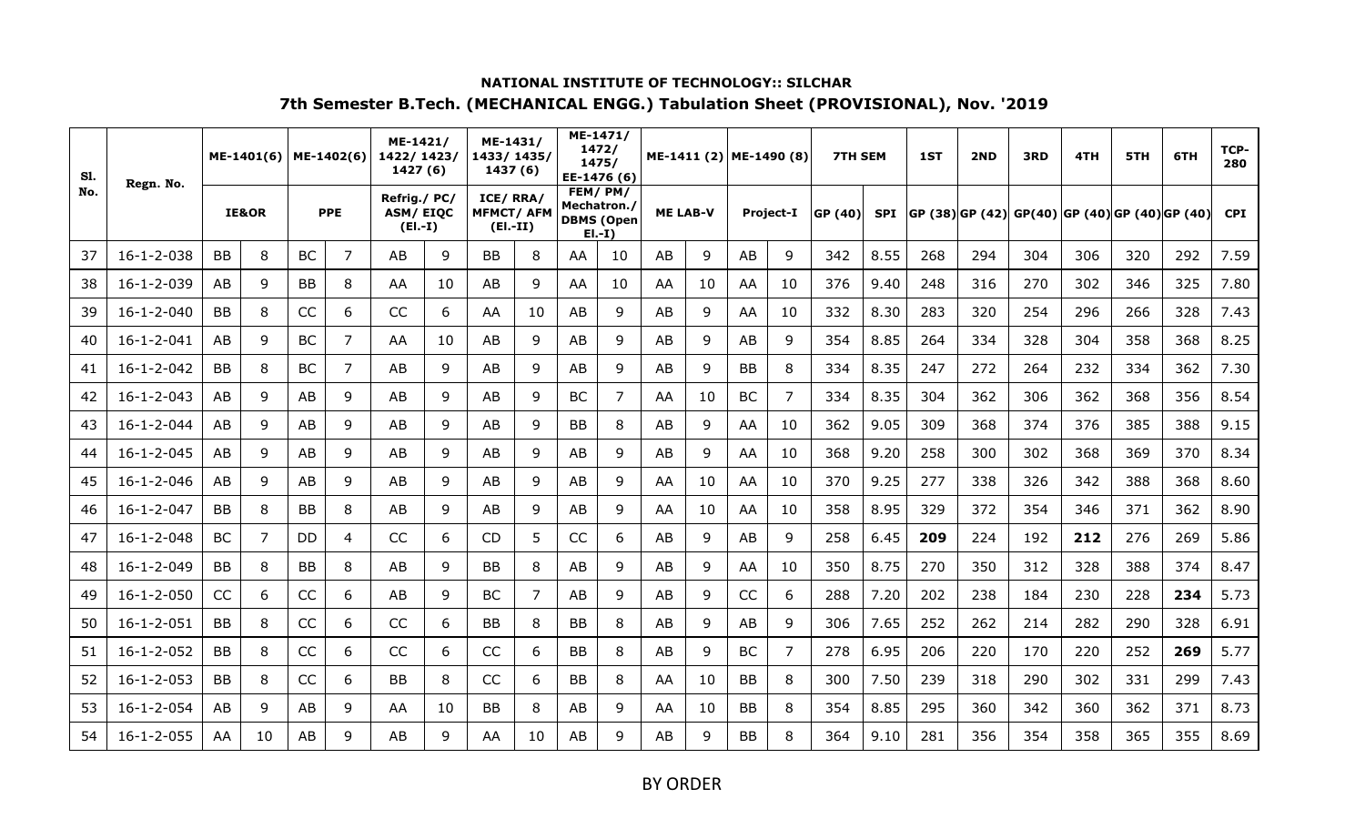**NATIONAL INSTITUTE OF TECHNOLOGY:: SILCHAR**

**7th Semester B.Tech. (MECHANICAL ENGG.) Tabulation Sheet (PROVISIONAL), Nov. '2019**

| Sl. No. | Regn. No. | ME-1401(6) | | ME-1402(6) | | ME-1421/ 1422/ 1423/ 1427 (6) | | ME-1431/ 1433/ 1435/ 1437 (6) | | ME-1471/ 1472/ 1475/ EE-1476 (6) | | ME-1411 (2) | | ME-1490 (8) | | 7TH SEM | | 1ST | 2ND | 3RD | 4TH | 5TH | 6TH | TCP-280 |
|---|---|---|---|---|---|---|---|---|---|---|---|---|---|---|---|---|---|---|---|---|---|---|---|---|
| | | IE&OR | | PPE | | Refrig./ PC/ ASM/ EIQC (El.-I) | | ICE/ RRA/ MFMCT/ AFM (El.-II) | | FEM/ PM/ Mechatron./ DBMS (Open El.-I) | | ME LAB-V | | Project-I | | GP (40) | SPI | GP (38) | GP (42) | GP(40) | GP (40) | GP (40) | GP (40) | CPI |
| 37 | 16-1-2-038 | BB | 8 | BC | 7 | AB | 9 | BB | 8 | AA | 10 | AB | 9 | AB | 9 | 342 | 8.55 | 268 | 294 | 304 | 306 | 320 | 292 | 7.59 |
| 38 | 16-1-2-039 | AB | 9 | BB | 8 | AA | 10 | AB | 9 | AA | 10 | AA | 10 | AA | 10 | 376 | 9.40 | 248 | 316 | 270 | 302 | 346 | 325 | 7.80 |
| 39 | 16-1-2-040 | BB | 8 | CC | 6 | CC | 6 | AA | 10 | AB | 9 | AB | 9 | AA | 10 | 332 | 8.30 | 283 | 320 | 254 | 296 | 266 | 328 | 7.43 |
| 40 | 16-1-2-041 | AB | 9 | BC | 7 | AA | 10 | AB | 9 | AB | 9 | AB | 9 | AB | 9 | 354 | 8.85 | 264 | 334 | 328 | 304 | 358 | 368 | 8.25 |
| 41 | 16-1-2-042 | BB | 8 | BC | 7 | AB | 9 | AB | 9 | AB | 9 | AB | 9 | BB | 8 | 334 | 8.35 | 247 | 272 | 264 | 232 | 334 | 362 | 7.30 |
| 42 | 16-1-2-043 | AB | 9 | AB | 9 | AB | 9 | AB | 9 | BC | 7 | AA | 10 | BC | 7 | 334 | 8.35 | 304 | 362 | 306 | 362 | 368 | 356 | 8.54 |
| 43 | 16-1-2-044 | AB | 9 | AB | 9 | AB | 9 | AB | 9 | BB | 8 | AB | 9 | AA | 10 | 362 | 9.05 | 309 | 368 | 374 | 376 | 385 | 388 | 9.15 |
| 44 | 16-1-2-045 | AB | 9 | AB | 9 | AB | 9 | AB | 9 | AB | 9 | AB | 9 | AA | 10 | 368 | 9.20 | 258 | 300 | 302 | 368 | 369 | 370 | 8.34 |
| 45 | 16-1-2-046 | AB | 9 | AB | 9 | AB | 9 | AB | 9 | AB | 9 | AA | 10 | AA | 10 | 370 | 9.25 | 277 | 338 | 326 | 342 | 388 | 368 | 8.60 |
| 46 | 16-1-2-047 | BB | 8 | BB | 8 | AB | 9 | AB | 9 | AB | 9 | AA | 10 | AA | 10 | 358 | 8.95 | 329 | 372 | 354 | 346 | 371 | 362 | 8.90 |
| 47 | 16-1-2-048 | BC | 7 | DD | 4 | CC | 6 | CD | 5 | CC | 6 | AB | 9 | AB | 9 | 258 | 6.45 | **209** | 224 | 192 | **212** | 276 | 269 | 5.86 |
| 48 | 16-1-2-049 | BB | 8 | BB | 8 | AB | 9 | BB | 8 | AB | 9 | AB | 9 | AA | 10 | 350 | 8.75 | 270 | 350 | 312 | 328 | 388 | 374 | 8.47 |
| 49 | 16-1-2-050 | CC | 6 | CC | 6 | AB | 9 | BC | 7 | AB | 9 | AB | 9 | CC | 6 | 288 | 7.20 | 202 | 238 | 184 | 230 | 228 | **234** | 5.73 |
| 50 | 16-1-2-051 | BB | 8 | CC | 6 | CC | 6 | BB | 8 | BB | 8 | AB | 9 | AB | 9 | 306 | 7.65 | 252 | 262 | 214 | 282 | 290 | 328 | 6.91 |
| 51 | 16-1-2-052 | BB | 8 | CC | 6 | CC | 6 | CC | 6 | BB | 8 | AB | 9 | BC | 7 | 278 | 6.95 | 206 | 220 | 170 | 220 | 252 | **269** | 5.77 |
| 52 | 16-1-2-053 | BB | 8 | CC | 6 | BB | 8 | CC | 6 | BB | 8 | AA | 10 | BB | 8 | 300 | 7.50 | 239 | 318 | 290 | 302 | 331 | 299 | 7.43 |
| 53 | 16-1-2-054 | AB | 9 | AB | 9 | AA | 10 | BB | 8 | AB | 9 | AA | 10 | BB | 8 | 354 | 8.85 | 295 | 360 | 342 | 360 | 362 | 371 | 8.73 |
| 54 | 16-1-2-055 | AA | 10 | AB | 9 | AB | 9 | AA | 10 | AB | 9 | AB | 9 | BB | 8 | 364 | 9.10 | 281 | 356 | 354 | 358 | 365 | 355 | 8.69 |

BY ORDER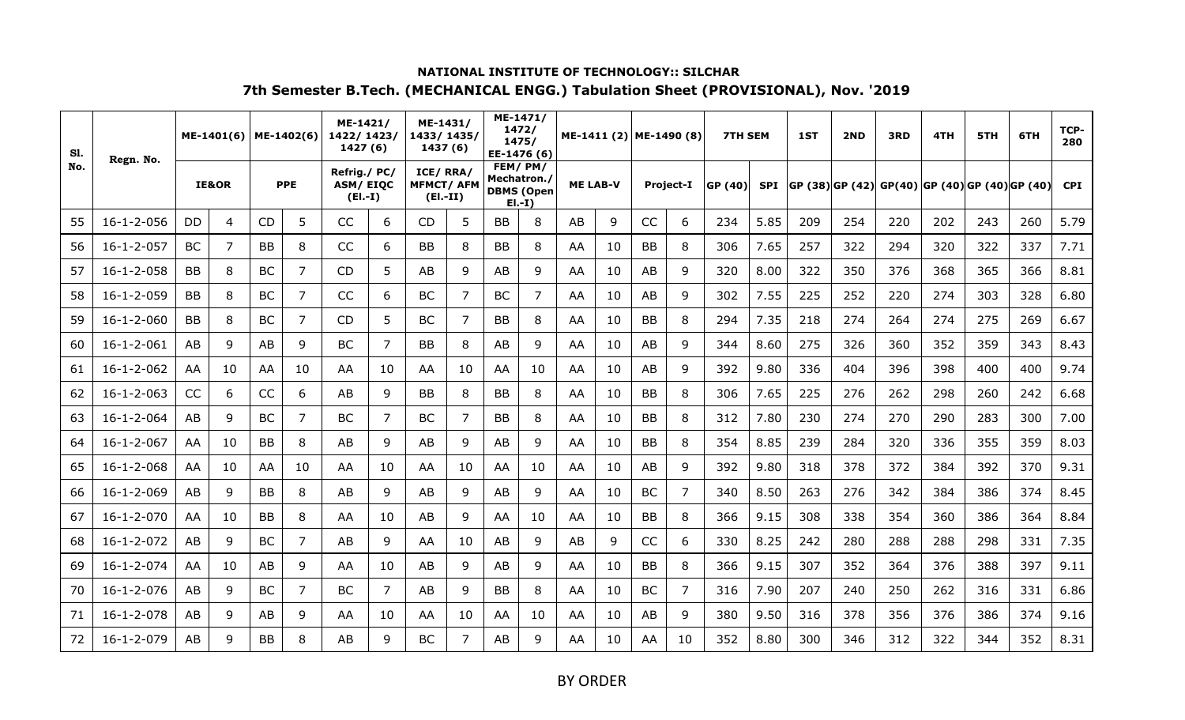**NATIONAL INSTITUTE OF TECHNOLOGY:: SILCHAR**

**7th Semester B.Tech. (MECHANICAL ENGG.) Tabulation Sheet (PROVISIONAL), Nov. '2019**

| Sl. No. | Regn. No. | ME-1401(6) | | ME-1402(6) | | ME-1421/ 1422/ 1423/ 1427 (6) | | ME-1431/ 1433/ 1435/ 1437 (6) | | ME-1471/ 1472/ 1475/ EE-1476 (6) | | ME-1411 (2) | | ME-1490 (8) | | 7TH SEM | | 1ST | 2ND | 3RD | 4TH | 5TH | 6TH | TCP-280 |
|---|---|---|---|---|---|---|---|---|---|---|---|---|---|---|---|---|---|---|---|---|---|---|---|---|
| | | IE&OR | | PPE | | Refrig./ PC/ ASM/ EIQC (El.-I) | | ICE/ RRA/ MFMCT/ AFM (El.-II) | | FEM/ PM/ Mechatron./ DBMS (Open El.-I) | | ME LAB-V | | Project-I | | GP (40) | SPI | GP (38) | GP (42) | GP(40) | GP (40) | GP (40) | GP (40) | CPI |
| 55 | 16-1-2-056 | DD | 4 | CD | 5 | CC | 6 | CD | 5 | BB | 8 | AB | 9 | CC | 6 | 234 | 5.85 | 209 | 254 | 220 | 202 | 243 | 260 | 5.79 |
| 56 | 16-1-2-057 | BC | 7 | BB | 8 | CC | 6 | BB | 8 | BB | 8 | AA | 10 | BB | 8 | 306 | 7.65 | 257 | 322 | 294 | 320 | 322 | 337 | 7.71 |
| 57 | 16-1-2-058 | BB | 8 | BC | 7 | CD | 5 | AB | 9 | AB | 9 | AA | 10 | AB | 9 | 320 | 8.00 | 322 | 350 | 376 | 368 | 365 | 366 | 8.81 |
| 58 | 16-1-2-059 | BB | 8 | BC | 7 | CC | 6 | BC | 7 | BC | 7 | AA | 10 | AB | 9 | 302 | 7.55 | 225 | 252 | 220 | 274 | 303 | 328 | 6.80 |
| 59 | 16-1-2-060 | BB | 8 | BC | 7 | CD | 5 | BC | 7 | BB | 8 | AA | 10 | BB | 8 | 294 | 7.35 | 218 | 274 | 264 | 274 | 275 | 269 | 6.67 |
| 60 | 16-1-2-061 | AB | 9 | AB | 9 | BC | 7 | BB | 8 | AB | 9 | AA | 10 | AB | 9 | 344 | 8.60 | 275 | 326 | 360 | 352 | 359 | 343 | 8.43 |
| 61 | 16-1-2-062 | AA | 10 | AA | 10 | AA | 10 | AA | 10 | AA | 10 | AA | 10 | AB | 9 | 392 | 9.80 | 336 | 404 | 396 | 398 | 400 | 400 | 9.74 |
| 62 | 16-1-2-063 | CC | 6 | CC | 6 | AB | 9 | BB | 8 | BB | 8 | AA | 10 | BB | 8 | 306 | 7.65 | 225 | 276 | 262 | 298 | 260 | 242 | 6.68 |
| 63 | 16-1-2-064 | AB | 9 | BC | 7 | BC | 7 | BC | 7 | BB | 8 | AA | 10 | BB | 8 | 312 | 7.80 | 230 | 274 | 270 | 290 | 283 | 300 | 7.00 |
| 64 | 16-1-2-067 | AA | 10 | BB | 8 | AB | 9 | AB | 9 | AB | 9 | AA | 10 | BB | 8 | 354 | 8.85 | 239 | 284 | 320 | 336 | 355 | 359 | 8.03 |
| 65 | 16-1-2-068 | AA | 10 | AA | 10 | AA | 10 | AA | 10 | AA | 10 | AA | 10 | AB | 9 | 392 | 9.80 | 318 | 378 | 372 | 384 | 392 | 370 | 9.31 |
| 66 | 16-1-2-069 | AB | 9 | BB | 8 | AB | 9 | AB | 9 | AB | 9 | AA | 10 | BC | 7 | 340 | 8.50 | 263 | 276 | 342 | 384 | 386 | 374 | 8.45 |
| 67 | 16-1-2-070 | AA | 10 | BB | 8 | AA | 10 | AB | 9 | AA | 10 | AA | 10 | BB | 8 | 366 | 9.15 | 308 | 338 | 354 | 360 | 386 | 364 | 8.84 |
| 68 | 16-1-2-072 | AB | 9 | BC | 7 | AB | 9 | AA | 10 | AB | 9 | AB | 9 | CC | 6 | 330 | 8.25 | 242 | 280 | 288 | 288 | 298 | 331 | 7.35 |
| 69 | 16-1-2-074 | AA | 10 | AB | 9 | AA | 10 | AB | 9 | AB | 9 | AA | 10 | BB | 8 | 366 | 9.15 | 307 | 352 | 364 | 376 | 388 | 397 | 9.11 |
| 70 | 16-1-2-076 | AB | 9 | BC | 7 | BC | 7 | AB | 9 | BB | 8 | AA | 10 | BC | 7 | 316 | 7.90 | 207 | 240 | 250 | 262 | 316 | 331 | 6.86 |
| 71 | 16-1-2-078 | AB | 9 | AB | 9 | AA | 10 | AA | 10 | AA | 10 | AA | 10 | AB | 9 | 380 | 9.50 | 316 | 378 | 356 | 376 | 386 | 374 | 9.16 |
| 72 | 16-1-2-079 | AB | 9 | BB | 8 | AB | 9 | BC | 7 | AB | 9 | AA | 10 | AA | 10 | 352 | 8.80 | 300 | 346 | 312 | 322 | 344 | 352 | 8.31 |

BY ORDER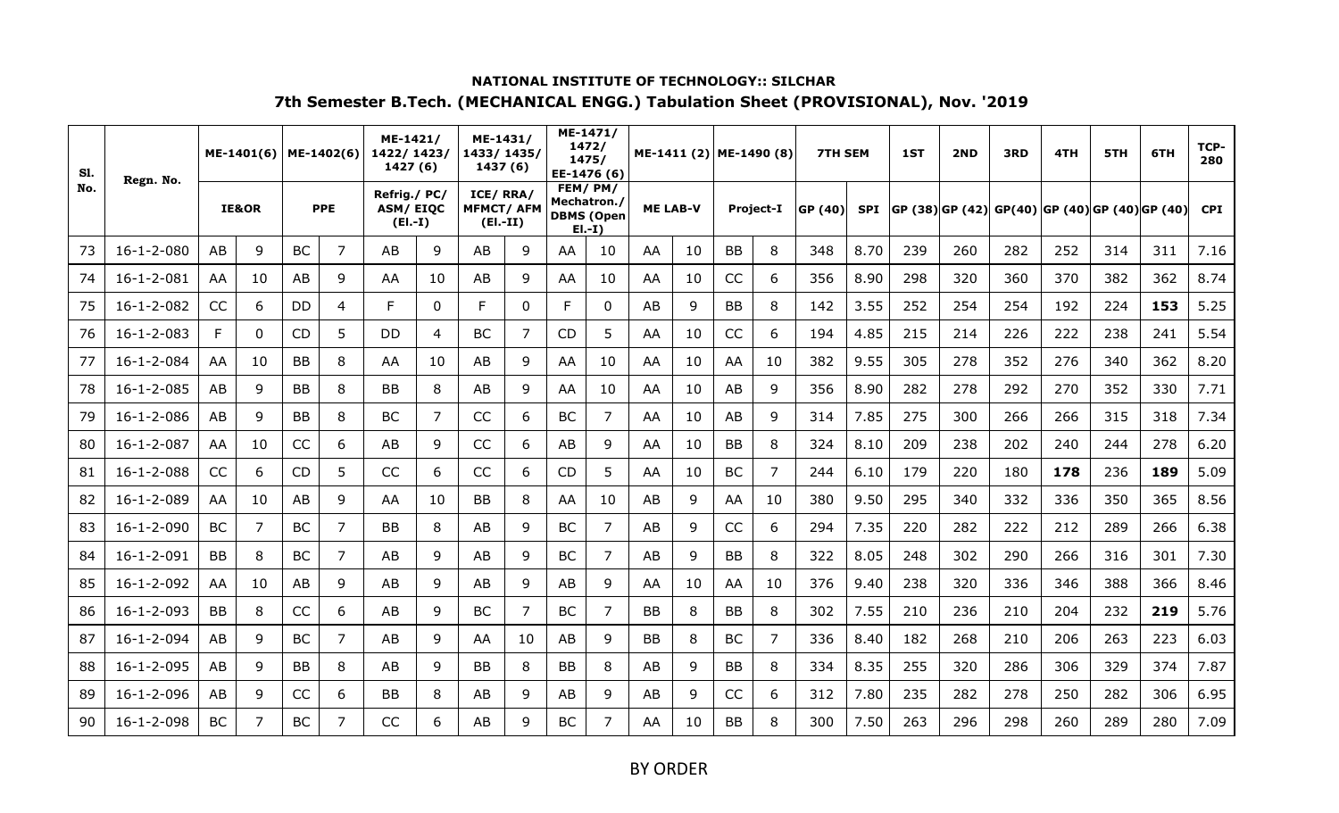**NATIONAL INSTITUTE OF TECHNOLOGY:: SILCHAR**

**7th Semester B.Tech. (MECHANICAL ENGG.) Tabulation Sheet (PROVISIONAL), Nov. '2019**

| Sl. No. | Regn. No. | ME-1401(6) | | ME-1402(6) | | ME-1421/ 1422/ 1423/ 1427 (6) | | ME-1431/ 1433/ 1435/ 1437 (6) | | ME-1471/ 1472/ 1475/ EE-1476 (6) | | ME-1411 (2) | | ME-1490 (8) | | 7TH SEM | | 1ST | 2ND | 3RD | 4TH | 5TH | 6TH | TCP-280 |
|---|---|---|---|---|---|---|---|---|---|---|---|---|---|---|---|---|---|---|---|---|---|---|---|---|
| | | IE&OR | | PPE | | Refrig./ PC/ ASM/ EIQC (El.-I) | | ICE/ RRA/ MFMCT/ AFM (El.-II) | | FEM/ PM/ Mechatron./ DBMS (Open El.-I) | | ME LAB-V | | Project-I | | GP (40) | SPI | GP (38) | GP (42) | GP(40) | GP (40) | GP (40) | GP (40) | CPI |
| 73 | 16-1-2-080 | AB | 9 | BC | 7 | AB | 9 | AB | 9 | AA | 10 | AA | 10 | BB | 8 | 348 | 8.70 | 239 | 260 | 282 | 252 | 314 | 311 | 7.16 |
| 74 | 16-1-2-081 | AA | 10 | AB | 9 | AA | 10 | AB | 9 | AA | 10 | AA | 10 | CC | 6 | 356 | 8.90 | 298 | 320 | 360 | 370 | 382 | 362 | 8.74 |
| 75 | 16-1-2-082 | CC | 6 | DD | 4 | F | 0 | F | 0 | F | 0 | AB | 9 | BB | 8 | 142 | 3.55 | 252 | 254 | 254 | 192 | 224 | **153** | 5.25 |
| 76 | 16-1-2-083 | F | 0 | CD | 5 | DD | 4 | BC | 7 | CD | 5 | AA | 10 | CC | 6 | 194 | 4.85 | 215 | 214 | 226 | 222 | 238 | 241 | 5.54 |
| 77 | 16-1-2-084 | AA | 10 | BB | 8 | AA | 10 | AB | 9 | AA | 10 | AA | 10 | AA | 10 | 382 | 9.55 | 305 | 278 | 352 | 276 | 340 | 362 | 8.20 |
| 78 | 16-1-2-085 | AB | 9 | BB | 8 | BB | 8 | AB | 9 | AA | 10 | AA | 10 | AB | 9 | 356 | 8.90 | 282 | 278 | 292 | 270 | 352 | 330 | 7.71 |
| 79 | 16-1-2-086 | AB | 9 | BB | 8 | BC | 7 | CC | 6 | BC | 7 | AA | 10 | AB | 9 | 314 | 7.85 | 275 | 300 | 266 | 266 | 315 | 318 | 7.34 |
| 80 | 16-1-2-087 | AA | 10 | CC | 6 | AB | 9 | CC | 6 | AB | 9 | AA | 10 | BB | 8 | 324 | 8.10 | 209 | 238 | 202 | 240 | 244 | 278 | 6.20 |
| 81 | 16-1-2-088 | CC | 6 | CD | 5 | CC | 6 | CC | 6 | CD | 5 | AA | 10 | BC | 7 | 244 | 6.10 | 179 | 220 | 180 | **178** | 236 | **189** | 5.09 |
| 82 | 16-1-2-089 | AA | 10 | AB | 9 | AA | 10 | BB | 8 | AA | 10 | AB | 9 | AA | 10 | 380 | 9.50 | 295 | 340 | 332 | 336 | 350 | 365 | 8.56 |
| 83 | 16-1-2-090 | BC | 7 | BC | 7 | BB | 8 | AB | 9 | BC | 7 | AB | 9 | CC | 6 | 294 | 7.35 | 220 | 282 | 222 | 212 | 289 | 266 | 6.38 |
| 84 | 16-1-2-091 | BB | 8 | BC | 7 | AB | 9 | AB | 9 | BC | 7 | AB | 9 | BB | 8 | 322 | 8.05 | 248 | 302 | 290 | 266 | 316 | 301 | 7.30 |
| 85 | 16-1-2-092 | AA | 10 | AB | 9 | AB | 9 | AB | 9 | AB | 9 | AA | 10 | AA | 10 | 376 | 9.40 | 238 | 320 | 336 | 346 | 388 | 366 | 8.46 |
| 86 | 16-1-2-093 | BB | 8 | CC | 6 | AB | 9 | BC | 7 | BC | 7 | BB | 8 | BB | 8 | 302 | 7.55 | 210 | 236 | 210 | 204 | 232 | **219** | 5.76 |
| 87 | 16-1-2-094 | AB | 9 | BC | 7 | AB | 9 | AA | 10 | AB | 9 | BB | 8 | BC | 7 | 336 | 8.40 | 182 | 268 | 210 | 206 | 263 | 223 | 6.03 |
| 88 | 16-1-2-095 | AB | 9 | BB | 8 | AB | 9 | BB | 8 | BB | 8 | AB | 9 | BB | 8 | 334 | 8.35 | 255 | 320 | 286 | 306 | 329 | 374 | 7.87 |
| 89 | 16-1-2-096 | AB | 9 | CC | 6 | BB | 8 | AB | 9 | AB | 9 | AB | 9 | CC | 6 | 312 | 7.80 | 235 | 282 | 278 | 250 | 282 | 306 | 6.95 |
| 90 | 16-1-2-098 | BC | 7 | BC | 7 | CC | 6 | AB | 9 | BC | 7 | AA | 10 | BB | 8 | 300 | 7.50 | 263 | 296 | 298 | 260 | 289 | 280 | 7.09 |

BY ORDER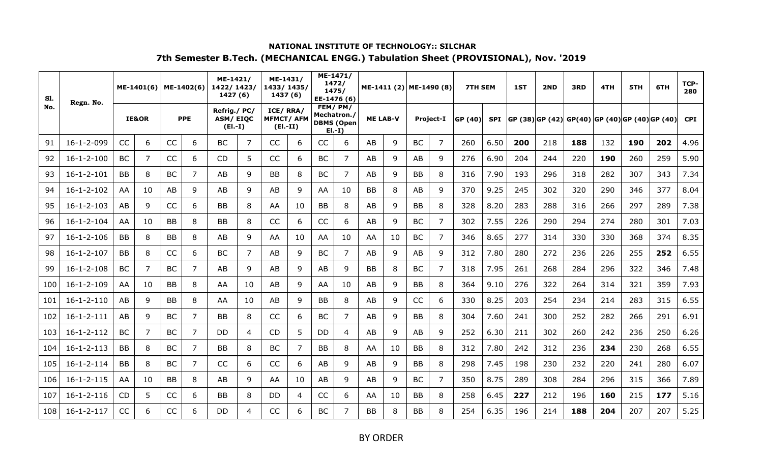**NATIONAL INSTITUTE OF TECHNOLOGY:: SILCHAR**

**7th Semester B.Tech. (MECHANICAL ENGG.) Tabulation Sheet (PROVISIONAL), Nov. '2019**

| Sl. No. | Regn. No. | ME-1401(6) | | ME-1402(6) | | ME-1421/ 1422/ 1423/ 1427 (6) | | ME-1431/ 1433/ 1435/ 1437 (6) | | ME-1471/ 1472/ 1475/ EE-1476 (6) | | ME-1411 (2) | | ME-1490 (8) | | 7TH SEM | | 1ST | 2ND | 3RD | 4TH | 5TH | 6TH | TCP-280 |
|---|---|---|---|---|---|---|---|---|---|---|---|---|---|---|---|---|---|---|---|---|---|---|---|---|
| | | IE&OR | | PPE | | Refrig./ PC/ ASM/ EIQC (El.-I) | | ICE/ RRA/ MFMCT/ AFM (El.-II) | | FEM/ PM/ Mechatron./ DBMS (Open El.-I) | | ME LAB-V | | Project-I | | GP (40) | SPI | GP (38) | GP (42) | GP(40) | GP (40) | GP (40) | GP (40) | CPI |
| 91 | 16-1-2-099 | CC | 6 | CC | 6 | BC | 7 | CC | 6 | CC | 6 | AB | 9 | BC | 7 | 260 | 6.50 | **200** | 218 | **188** | 132 | **190** | **202** | 4.96 |
| 92 | 16-1-2-100 | BC | 7 | CC | 6 | CD | 5 | CC | 6 | BC | 7 | AB | 9 | AB | 9 | 276 | 6.90 | 204 | 244 | 220 | **190** | 260 | 259 | 5.90 |
| 93 | 16-1-2-101 | BB | 8 | BC | 7 | AB | 9 | BB | 8 | BC | 7 | AB | 9 | BB | 8 | 316 | 7.90 | 193 | 296 | 318 | 282 | 307 | 343 | 7.34 |
| 94 | 16-1-2-102 | AA | 10 | AB | 9 | AB | 9 | AB | 9 | AA | 10 | BB | 8 | AB | 9 | 370 | 9.25 | 245 | 302 | 320 | 290 | 346 | 377 | 8.04 |
| 95 | 16-1-2-103 | AB | 9 | CC | 6 | BB | 8 | AA | 10 | BB | 8 | AB | 9 | BB | 8 | 328 | 8.20 | 283 | 288 | 316 | 266 | 297 | 289 | 7.38 |
| 96 | 16-1-2-104 | AA | 10 | BB | 8 | BB | 8 | CC | 6 | CC | 6 | AB | 9 | BC | 7 | 302 | 7.55 | 226 | 290 | 294 | 274 | 280 | 301 | 7.03 |
| 97 | 16-1-2-106 | BB | 8 | BB | 8 | AB | 9 | AA | 10 | AA | 10 | AA | 10 | BC | 7 | 346 | 8.65 | 277 | 314 | 330 | 330 | 368 | 374 | 8.35 |
| 98 | 16-1-2-107 | BB | 8 | CC | 6 | BC | 7 | AB | 9 | BC | 7 | AB | 9 | AB | 9 | 312 | 7.80 | 280 | 272 | 236 | 226 | 255 | **252** | 6.55 |
| 99 | 16-1-2-108 | BC | 7 | BC | 7 | AB | 9 | AB | 9 | AB | 9 | BB | 8 | BC | 7 | 318 | 7.95 | 261 | 268 | 284 | 296 | 322 | 346 | 7.48 |
| 100 | 16-1-2-109 | AA | 10 | BB | 8 | AA | 10 | AB | 9 | AA | 10 | AB | 9 | BB | 8 | 364 | 9.10 | 276 | 322 | 264 | 314 | 321 | 359 | 7.93 |
| 101 | 16-1-2-110 | AB | 9 | BB | 8 | AA | 10 | AB | 9 | BB | 8 | AB | 9 | CC | 6 | 330 | 8.25 | 203 | 254 | 234 | 214 | 283 | 315 | 6.55 |
| 102 | 16-1-2-111 | AB | 9 | BC | 7 | BB | 8 | CC | 6 | BC | 7 | AB | 9 | BB | 8 | 304 | 7.60 | 241 | 300 | 252 | 282 | 266 | 291 | 6.91 |
| 103 | 16-1-2-112 | BC | 7 | BC | 7 | DD | 4 | CD | 5 | DD | 4 | AB | 9 | AB | 9 | 252 | 6.30 | 211 | 302 | 260 | 242 | 236 | 250 | 6.26 |
| 104 | 16-1-2-113 | BB | 8 | BC | 7 | BB | 8 | BC | 7 | BB | 8 | AA | 10 | BB | 8 | 312 | 7.80 | 242 | 312 | 236 | **234** | 230 | 268 | 6.55 |
| 105 | 16-1-2-114 | BB | 8 | BC | 7 | CC | 6 | CC | 6 | AB | 9 | AB | 9 | BB | 8 | 298 | 7.45 | 198 | 230 | 232 | 220 | 241 | 280 | 6.07 |
| 106 | 16-1-2-115 | AA | 10 | BB | 8 | AB | 9 | AA | 10 | AB | 9 | AB | 9 | BC | 7 | 350 | 8.75 | 289 | 308 | 284 | 296 | 315 | 366 | 7.89 |
| 107 | 16-1-2-116 | CD | 5 | CC | 6 | BB | 8 | DD | 4 | CC | 6 | AA | 10 | BB | 8 | 258 | 6.45 | **227** | 212 | 196 | **160** | 215 | **177** | 5.16 |
| 108 | 16-1-2-117 | CC | 6 | CC | 6 | DD | 4 | CC | 6 | BC | 7 | BB | 8 | BB | 8 | 254 | 6.35 | 196 | 214 | **188** | **204** | 207 | 207 | 5.25 |

BY ORDER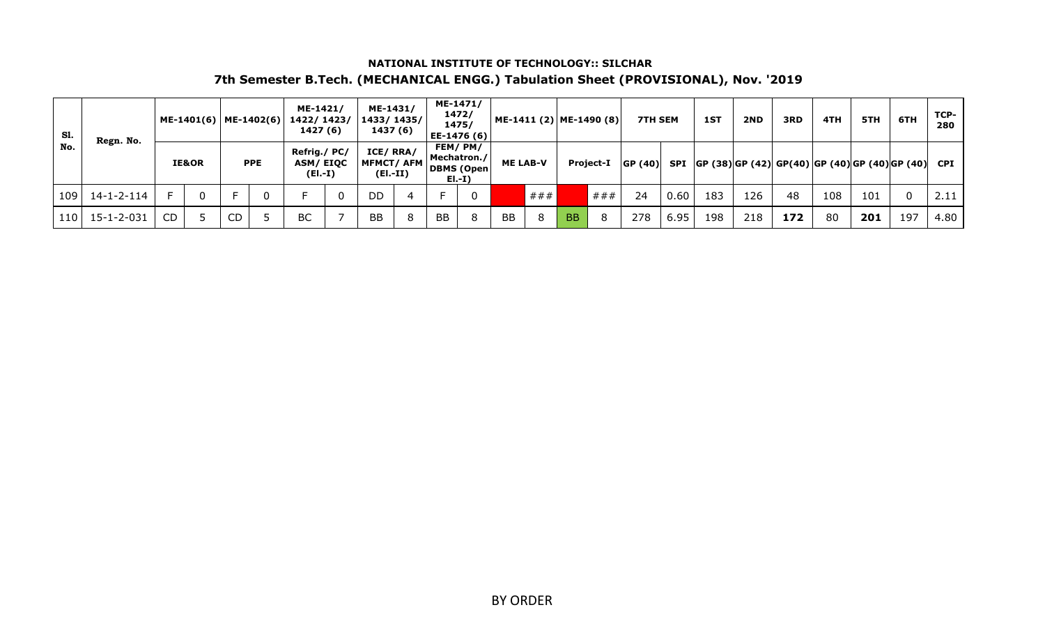**NATIONAL INSTITUTE OF TECHNOLOGY:: SILCHAR**

**7th Semester B.Tech. (MECHANICAL ENGG.) Tabulation Sheet (PROVISIONAL), Nov. '2019**

| Sl. No. | Regn. No. | ME-1401(6) | | ME-1402(6) | | ME-1421/ 1422/ 1423/ 1427 (6) | | ME-1431/ 1433/ 1435/ 1437 (6) | | ME-1471/ 1472/ 1475/ EE-1476 (6) | | ME-1411 (2) | | ME-1490 (8) | | 7TH SEM | | 1ST | 2ND | 3RD | 4TH | 5TH | 6TH | TCP-280 |
|---|---|---|---|---|---|---|---|---|---|---|---|---|---|---|---|---|---|---|---|---|---|---|---|---|
| | | IE&OR | | PPE | | Refrig./ PC/ ASM/ EIQC (El.-I) | | ICE/ RRA/ MFMCT/ AFM (El.-II) | | FEM/ PM/ Mechatron./ DBMS (Open El.-I) | | ME LAB-V | | Project-I | | GP (40) | SPI | GP (38) | GP (42) | GP(40) | GP (40) | GP (40) | GP (40) | CPI |
| 109 | 14-1-2-114 | F | 0 | F | 0 | F | 0 | DD | 4 | F | 0 | | ### | | ### | 24 | 0.60 | 183 | 126 | 48 | 108 | 101 | 0 | 2.11 |
| 110 | 15-1-2-031 | CD | 5 | CD | 5 | BC | 7 | BB | 8 | BB | 8 | BB | 8 | BB | 8 | 278 | 6.95 | 198 | 218 | **172** | 80 | **201** | 197 | 4.80 |

BY ORDER